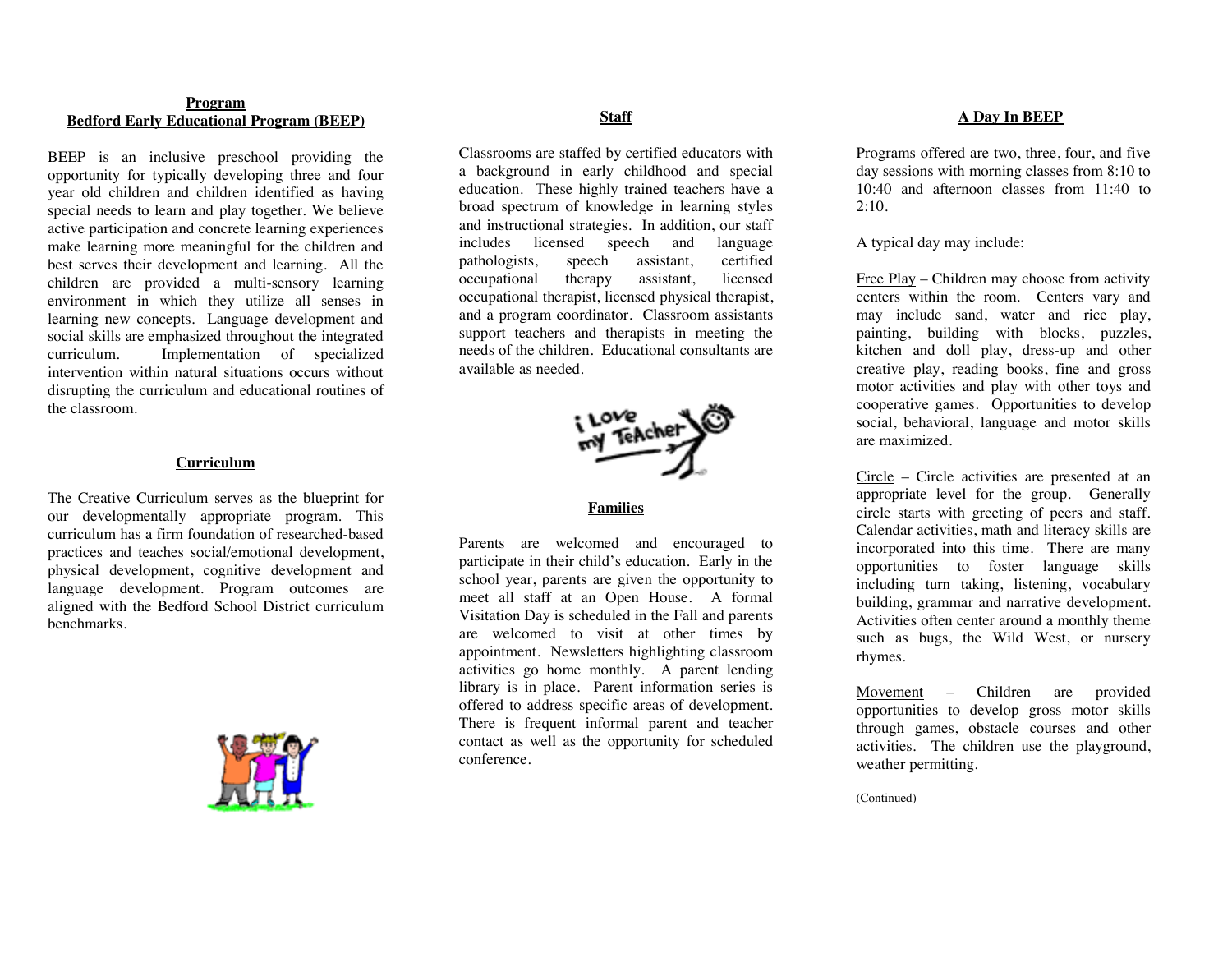## Program
## Bedford Early Educational Program (BEEP)

BEEP is an inclusive preschool providing the opportunity for typically developing three and four year old children and children identified as having special needs to learn and play together. We believe active participation and concrete learning experiences make learning more meaningful for the children and best serves their development and learning. All the children are provided a multi-sensory learning environment in which they utilize all senses in learning new concepts. Language development and social skills are emphasized throughout the integrated curriculum. Implementation of specialized intervention within natural situations occurs without disrupting the curriculum and educational routines of the classroom.

## Curriculum

The Creative Curriculum serves as the blueprint for our developmentally appropriate program. This curriculum has a firm foundation of researched-based practices and teaches social/emotional development, physical development, cognitive development and language development. Program outcomes are aligned with the Bedford School District curriculum benchmarks.

## Staff

Classrooms are staffed by certified educators with a background in early childhood and special education. These highly trained teachers have a broad spectrum of knowledge in learning styles and instructional strategies. In addition, our staff includes licensed speech and language pathologists, speech assistant, certified occupational therapy assistant, licensed occupational therapist, licensed physical therapist, and a program coordinator. Classroom assistants support teachers and therapists in meeting the needs of the children. Educational consultants are available as needed.

## Families

Parents are welcomed and encouraged to participate in their child's education. Early in the school year, parents are given the opportunity to meet all staff at an Open House. A formal Visitation Day is scheduled in the Fall and parents are welcomed to visit at other times by appointment. Newsletters highlighting classroom activities go home monthly. A parent lending library is in place. Parent information series is offered to address specific areas of development. There is frequent informal parent and teacher contact as well as the opportunity for scheduled conference.

## A Day In BEEP

Programs offered are two, three, four, and five day sessions with morning classes from 8:10 to 10:40 and afternoon classes from 11:40 to 2:10.

A typical day may include:

Free Play – Children may choose from activity centers within the room. Centers vary and may include sand, water and rice play, painting, building with blocks, puzzles, kitchen and doll play, dress-up and other creative play, reading books, fine and gross motor activities and play with other toys and cooperative games. Opportunities to develop social, behavioral, language and motor skills are maximized.

Circle – Circle activities are presented at an appropriate level for the group. Generally circle starts with greeting of peers and staff. Calendar activities, math and literacy skills are incorporated into this time. There are many opportunities to foster language skills including turn taking, listening, vocabulary building, grammar and narrative development. Activities often center around a monthly theme such as bugs, the Wild West, or nursery rhymes.

Movement – Children are provided opportunities to develop gross motor skills through games, obstacle courses and other activities. The children use the playground, weather permitting.

(Continued)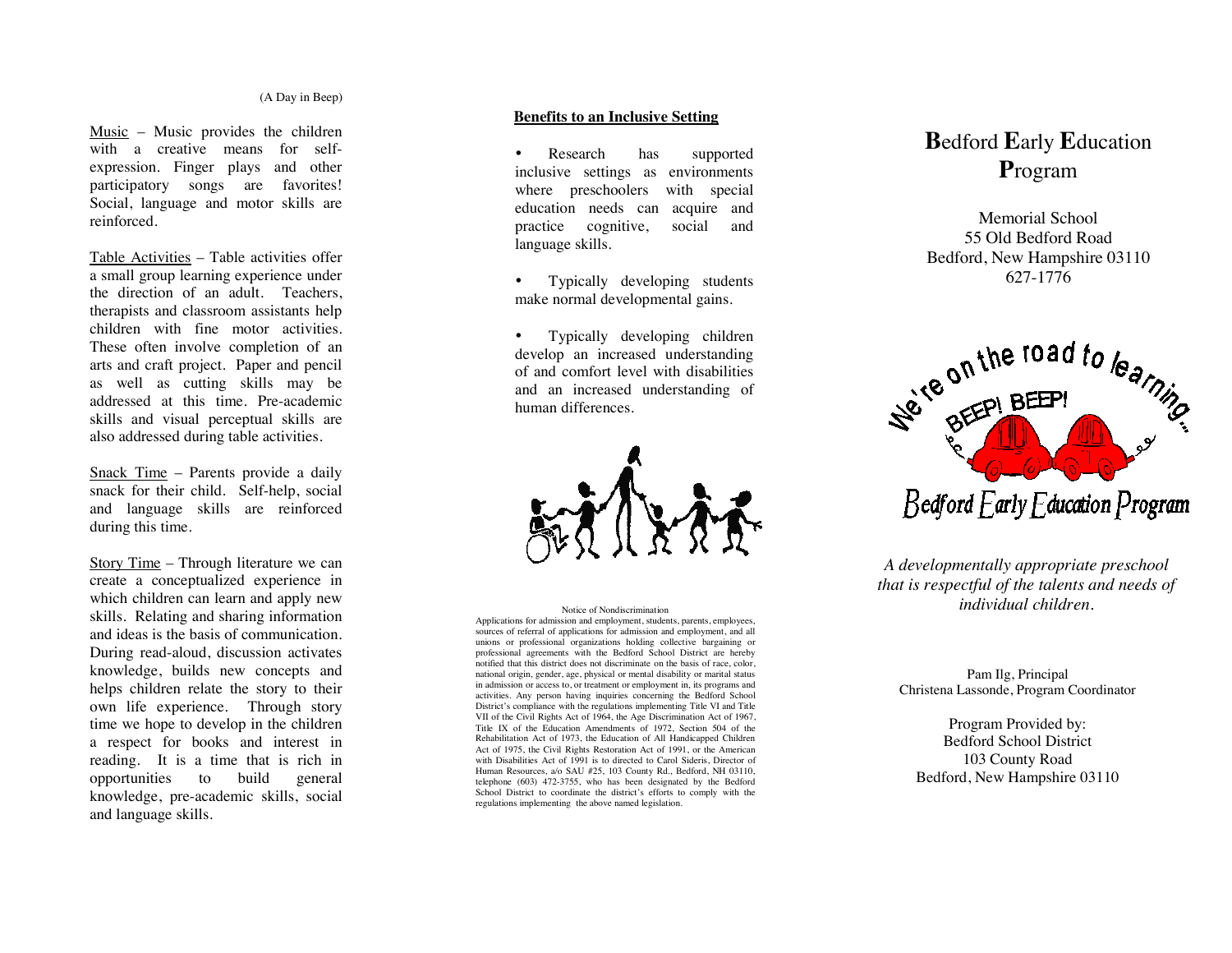(A Day in Beep)

Music – Music provides the children with a creative means for self-expression. Finger plays and other participatory songs are favorites! Social, language and motor skills are reinforced.

Table Activities – Table activities offer a small group learning experience under the direction of an adult. Teachers, therapists and classroom assistants help children with fine motor activities. These often involve completion of an arts and craft project. Paper and pencil as well as cutting skills may be addressed at this time. Pre-academic skills and visual perceptual skills are also addressed during table activities.

Snack Time – Parents provide a daily snack for their child. Self-help, social and language skills are reinforced during this time.

Story Time – Through literature we can create a conceptualized experience in which children can learn and apply new skills. Relating and sharing information and ideas is the basis of communication. During read-aloud, discussion activates knowledge, builds new concepts and helps children relate the story to their own life experience. Through story time we hope to develop in the children a respect for books and interest in reading. It is a time that is rich in opportunities to build general knowledge, pre-academic skills, social and language skills.

**Benefits to an Inclusive Setting**

- Research has supported inclusive settings as environments where preschoolers with special education needs can acquire and practice cognitive, social and language skills.
- Typically developing students make normal developmental gains.
- Typically developing children develop an increased understanding of and comfort level with disabilities and an increased understanding of human differences.

Notice of Nondiscrimination

Applications for admission and employment, students, parents, employees, sources of referral of applications for admission and employment, and all unions or professional organizations holding collective bargaining or professional agreements with the Bedford School District are hereby notified that this district does not discriminate on the basis of race, color, national origin, gender, age, physical or mental disability or marital status in admission or access to, or treatment or employment in, its programs and activities. Any person having inquiries concerning the Bedford School District's compliance with the regulations implementing Title VI and Title VII of the Civil Rights Act of 1964, the Age Discrimination Act of 1967, Title IX of the Education Amendments of 1972, Section 504 of the Rehabilitation Act of 1973, the Education of All Handicapped Children Act of 1975, the Civil Rights Restoration Act of 1991, or the American with Disabilities Act of 1991 is to directed to Carol Sideris, Director of Human Resources, a/o SAU #25, 103 County Rd., Bedford, NH 03110, telephone (603) 472-3755, who has been designated by the Bedford School District to coordinate the district's efforts to comply with the regulations implementing the above named legislation.

# **B**edford **E**arly **E**ducation **P**rogram

Memorial School
55 Old Bedford Road
Bedford, New Hampshire 03110
627-1776

We're on the road to learning...
BEEP! BEEP!
Bedford Early Education Program

*A developmentally appropriate preschool that is respectful of the talents and needs of individual children.*

Pam Ilg, Principal
Christena Lassonde, Program Coordinator

Program Provided by:
Bedford School District
103 County Road
Bedford, New Hampshire 03110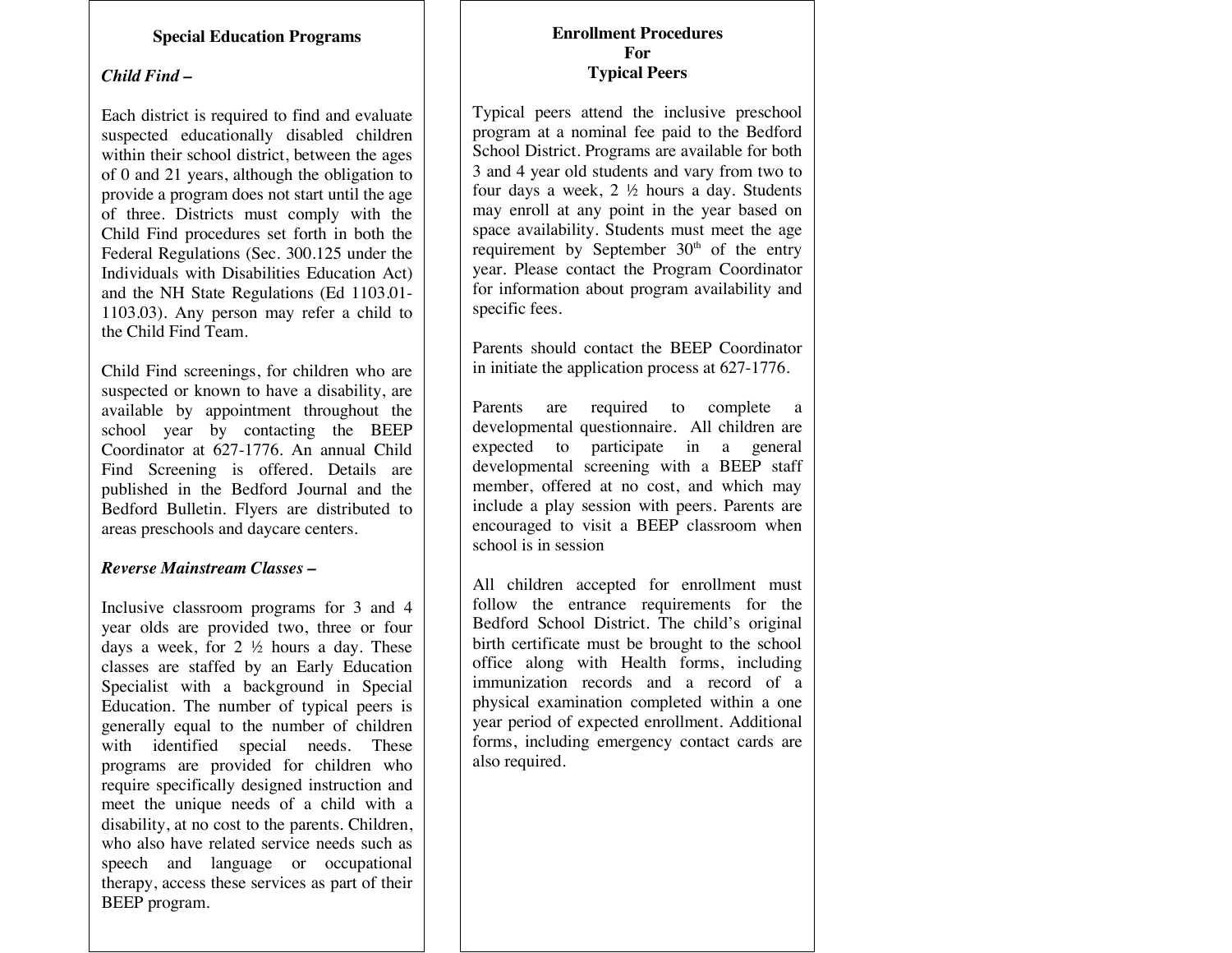## Special Education Programs

***Child Find –***

Each district is required to find and evaluate suspected educationally disabled children within their school district, between the ages of 0 and 21 years, although the obligation to provide a program does not start until the age of three. Districts must comply with the Child Find procedures set forth in both the Federal Regulations (Sec. 300.125 under the Individuals with Disabilities Education Act) and the NH State Regulations (Ed 1103.01-1103.03). Any person may refer a child to the Child Find Team.

Child Find screenings, for children who are suspected or known to have a disability, are available by appointment throughout the school year by contacting the BEEP Coordinator at 627-1776. An annual Child Find Screening is offered. Details are published in the Bedford Journal and the Bedford Bulletin. Flyers are distributed to areas preschools and daycare centers.

***Reverse Mainstream Classes –***

Inclusive classroom programs for 3 and 4 year olds are provided two, three or four days a week, for 2 ½ hours a day. These classes are staffed by an Early Education Specialist with a background in Special Education. The number of typical peers is generally equal to the number of children with identified special needs. These programs are provided for children who require specifically designed instruction and meet the unique needs of a child with a disability, at no cost to the parents. Children, who also have related service needs such as speech and language or occupational therapy, access these services as part of their BEEP program.

## Enrollment Procedures For Typical Peers

Typical peers attend the inclusive preschool program at a nominal fee paid to the Bedford School District. Programs are available for both 3 and 4 year old students and vary from two to four days a week, 2 ½ hours a day. Students may enroll at any point in the year based on space availability. Students must meet the age requirement by September 30th of the entry year. Please contact the Program Coordinator for information about program availability and specific fees.

Parents should contact the BEEP Coordinator in initiate the application process at 627-1776.

Parents are required to complete a developmental questionnaire. All children are expected to participate in a general developmental screening with a BEEP staff member, offered at no cost, and which may include a play session with peers. Parents are encouraged to visit a BEEP classroom when school is in session

All children accepted for enrollment must follow the entrance requirements for the Bedford School District. The child's original birth certificate must be brought to the school office along with Health forms, including immunization records and a record of a physical examination completed within a one year period of expected enrollment. Additional forms, including emergency contact cards are also required.